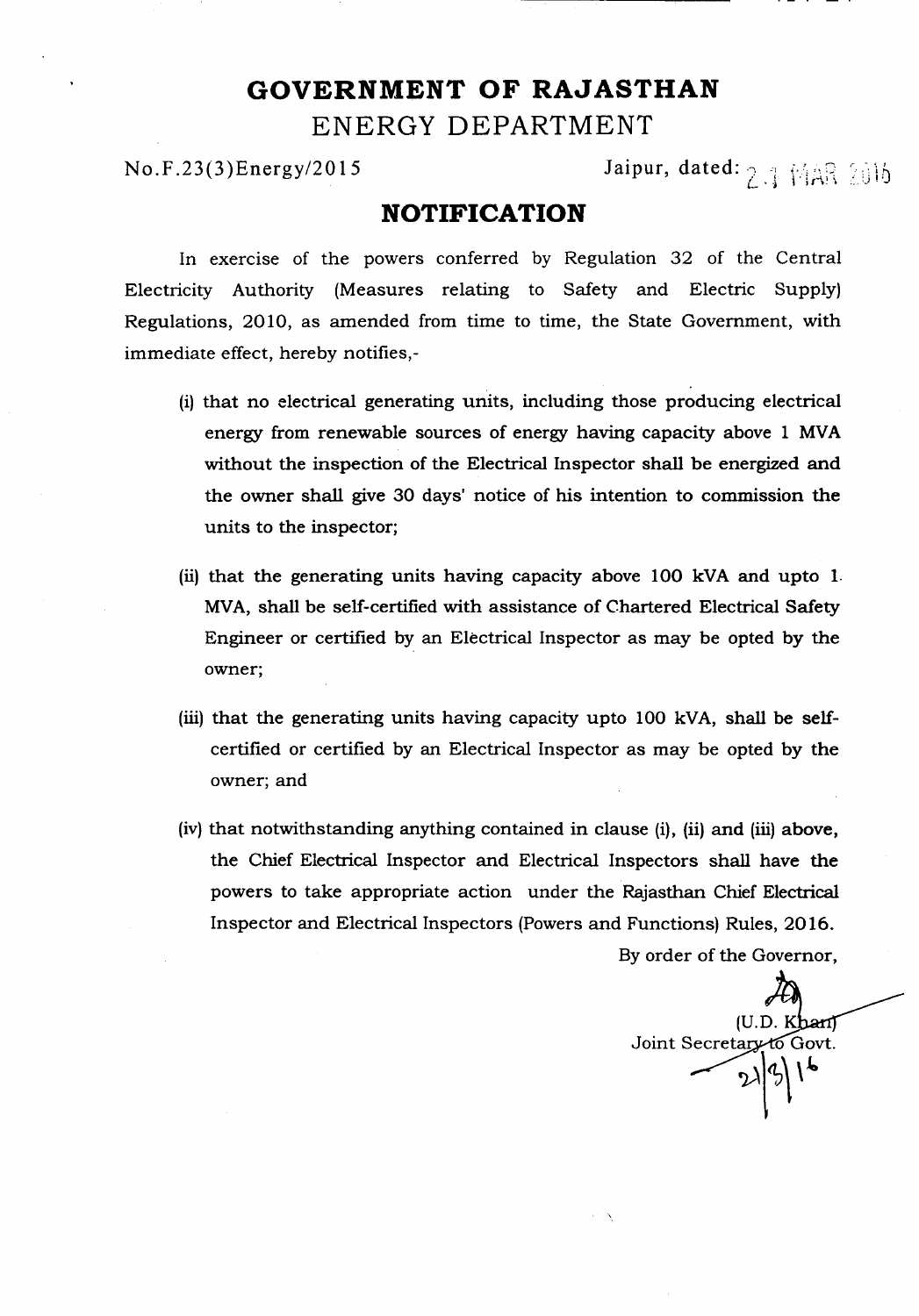# GOVERNMENT OF RAJASTHAN
## ENERGY DEPARTMENT

No.F.23(3)Energy/2015 Jaipur, dated: 21 MAR 2016

## NOTIFICATION

In exercise of the powers conferred by Regulation 32 of the Central Electricity Authority (Measures relating to Safety and Electric Supply) Regulations, 2010, as amended from time to time, the State Government, with immediate effect, hereby notifies,-

(i) that no electrical generating units, including those producing electrical energy from renewable sources of energy having capacity above 1 MVA without the inspection of the Electrical Inspector shall be energized and the owner shall give 30 days' notice of his intention to commission the units to the inspector;

(ii) that the generating units having capacity above 100 kVA and upto 1 MVA, shall be self-certified with assistance of Chartered Electrical Safety Engineer or certified by an Electrical Inspector as may be opted by the owner;

(iii) that the generating units having capacity upto 100 kVA, shall be self-certified or certified by an Electrical Inspector as may be opted by the owner; and

(iv) that notwithstanding anything contained in clause (i), (ii) and (iii) above, the Chief Electrical Inspector and Electrical Inspectors shall have the powers to take appropriate action under the Rajasthan Chief Electrical Inspector and Electrical Inspectors (Powers and Functions) Rules, 2016.

By order of the Governor,

(U.D. Khan)
Joint Secretary to Govt.
21/3/16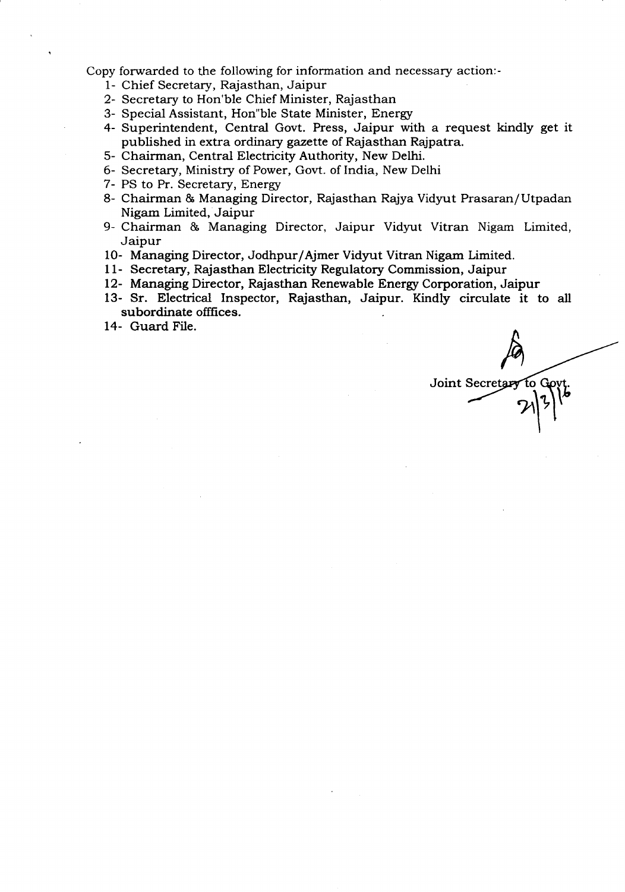Copy forwarded to the following for information and necessary action:-

1- Chief Secretary, Rajasthan, Jaipur
2- Secretary to Hon'ble Chief Minister, Rajasthan
3- Special Assistant, Hon"ble State Minister, Energy
4- Superintendent, Central Govt. Press, Jaipur with a request kindly get it published in extra ordinary gazette of Rajasthan Rajpatra.
5- Chairman, Central Electricity Authority, New Delhi.
6- Secretary, Ministry of Power, Govt. of India, New Delhi
7- PS to Pr. Secretary, Energy
8- Chairman & Managing Director, Rajasthan Rajya Vidyut Prasaran/Utpadan Nigam Limited, Jaipur
9- Chairman & Managing Director, Jaipur Vidyut Vitran Nigam Limited, Jaipur
10- Managing Director, Jodhpur/Ajmer Vidyut Vitran Nigam Limited.
11- Secretary, Rajasthan Electricity Regulatory Commission, Jaipur
12- Managing Director, Rajasthan Renewable Energy Corporation, Jaipur
13- Sr. Electrical Inspector, Rajasthan, Jaipur. Kindly circulate it to all subordinate offfices.
14- Guard File.

Joint Secretary to Govt.

21/3/16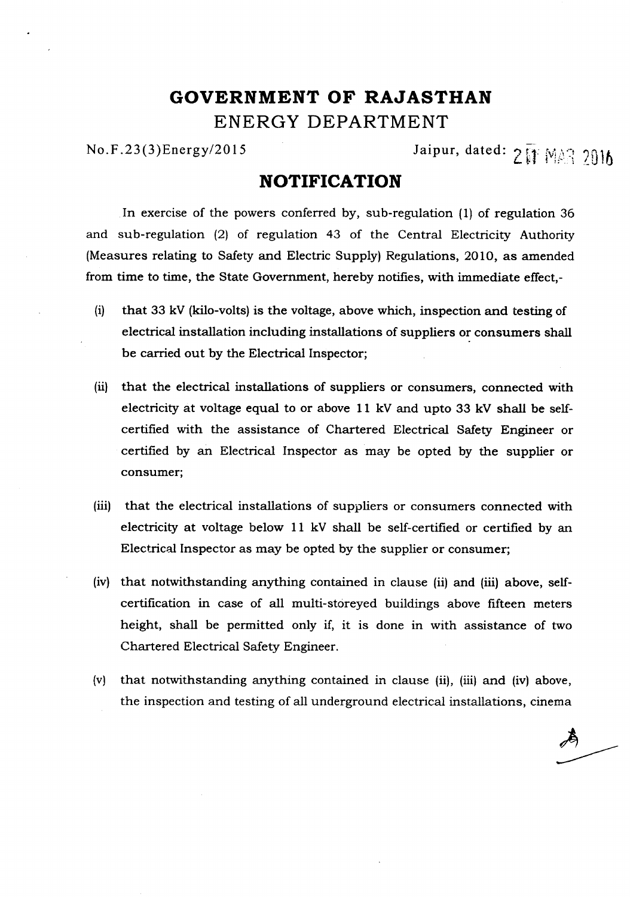# GOVERNMENT OF RAJASTHAN

## ENERGY DEPARTMENT

No.F.23(3)Energy/2015 Jaipur, dated: 29 MAR 2016

## NOTIFICATION

In exercise of the powers conferred by, sub-regulation (1) of regulation 36 and sub-regulation (2) of regulation 43 of the Central Electricity Authority (Measures relating to Safety and Electric Supply) Regulations, 2010, as amended from time to time, the State Government, hereby notifies, with immediate effect,-

(i) that 33 kV (kilo-volts) is the voltage, above which, inspection and testing of electrical installation including installations of suppliers or consumers shall be carried out by the Electrical Inspector;

(ii) that the electrical installations of suppliers or consumers, connected with electricity at voltage equal to or above 11 kV and upto 33 kV shall be self-certified with the assistance of Chartered Electrical Safety Engineer or certified by an Electrical Inspector as may be opted by the supplier or consumer;

(iii) that the electrical installations of suppliers or consumers connected with electricity at voltage below 11 kV shall be self-certified or certified by an Electrical Inspector as may be opted by the supplier or consumer;

(iv) that notwithstanding anything contained in clause (ii) and (iii) above, self-certification in case of all multi-storeyed buildings above fifteen meters height, shall be permitted only if, it is done in with assistance of two Chartered Electrical Safety Engineer.

(v) that notwithstanding anything contained in clause (ii), (iii) and (iv) above, the inspection and testing of all underground electrical installations, cinema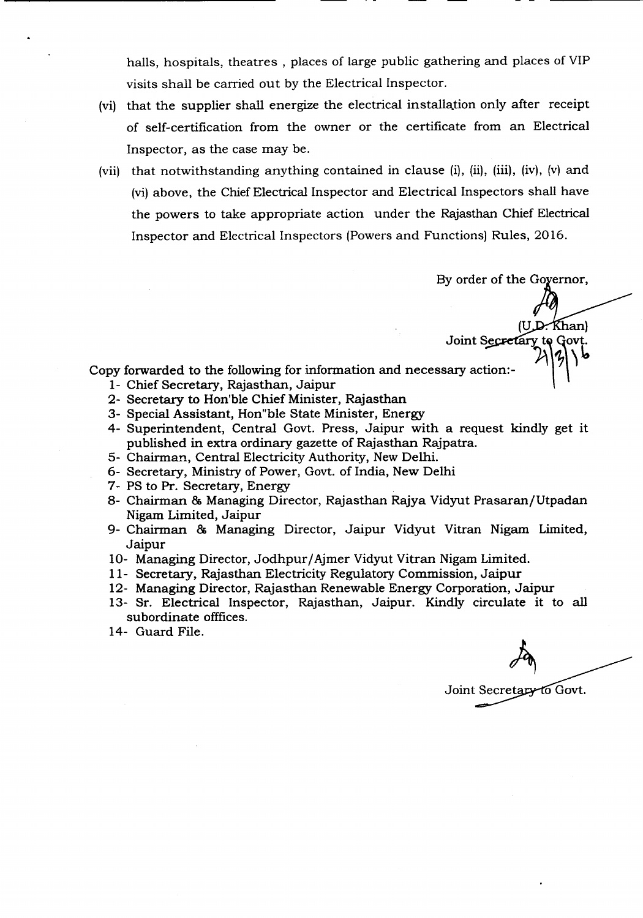halls, hospitals, theatres , places of large public gathering and places of VIP visits shall be carried out by the Electrical Inspector.

(vi) that the supplier shall energize the electrical installation only after receipt of self-certification from the owner or the certificate from an Electrical Inspector, as the case may be.

(vii) that notwithstanding anything contained in clause (i), (ii), (iii), (iv), (v) and (vi) above, the Chief Electrical Inspector and Electrical Inspectors shall have the powers to take appropriate action under the Rajasthan Chief Electrical Inspector and Electrical Inspectors (Powers and Functions) Rules, 2016.

By order of the Governor,

(U.D. Khan)
Joint Secretary to Govt.
21/3/16

Copy forwarded to the following for information and necessary action:-

1- Chief Secretary, Rajasthan, Jaipur
2- Secretary to Hon'ble Chief Minister, Rajasthan
3- Special Assistant, Hon"ble State Minister, Energy
4- Superintendent, Central Govt. Press, Jaipur with a request kindly get it published in extra ordinary gazette of Rajasthan Rajpatra.
5- Chairman, Central Electricity Authority, New Delhi.
6- Secretary, Ministry of Power, Govt. of India, New Delhi
7- PS to Pr. Secretary, Energy
8- Chairman & Managing Director, Rajasthan Rajya Vidyut Prasaran/Utpadan Nigam Limited, Jaipur
9- Chairman & Managing Director, Jaipur Vidyut Vitran Nigam Limited, Jaipur
10- Managing Director, Jodhpur/Ajmer Vidyut Vitran Nigam Limited.
11- Secretary, Rajasthan Electricity Regulatory Commission, Jaipur
12- Managing Director, Rajasthan Renewable Energy Corporation, Jaipur
13- Sr. Electrical Inspector, Rajasthan, Jaipur. Kindly circulate it to all subordinate offfices.
14- Guard File.

Joint Secretary to Govt.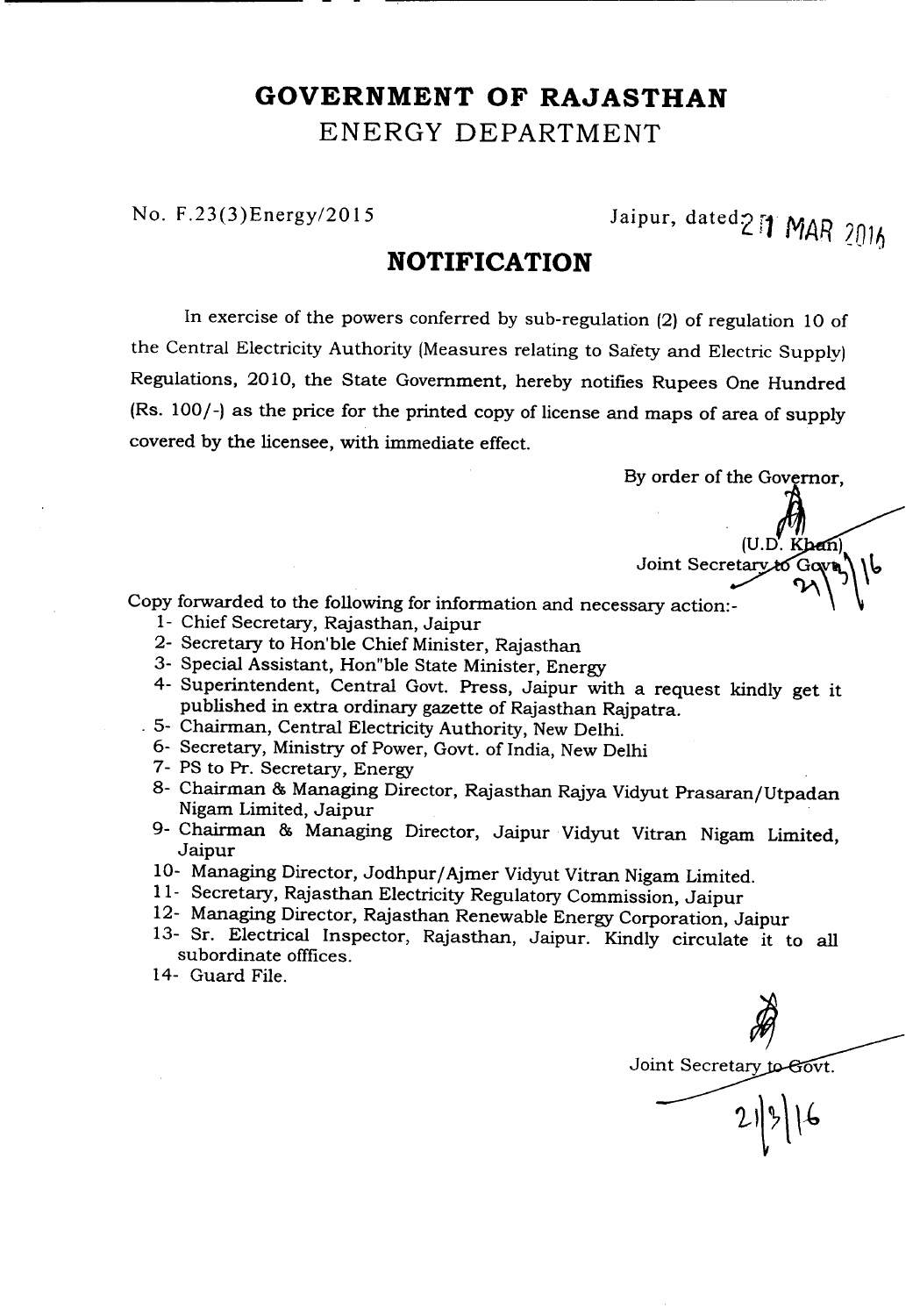# GOVERNMENT OF RAJASTHAN

## ENERGY DEPARTMENT

No. F.23(3)Energy/2015 Jaipur, dated 21 MAR 2016

## NOTIFICATION

In exercise of the powers conferred by sub-regulation (2) of regulation 10 of the Central Electricity Authority (Measures relating to Safety and Electric Supply) Regulations, 2010, the State Government, hereby notifies Rupees One Hundred (Rs. 100/-) as the price for the printed copy of license and maps of area of supply covered by the licensee, with immediate effect.

By order of the Governor,

(U.D. Khan)
Joint Secretary to Govt.
21/3/16

Copy forwarded to the following for information and necessary action:-

1- Chief Secretary, Rajasthan, Jaipur
2- Secretary to Hon'ble Chief Minister, Rajasthan
3- Special Assistant, Hon"ble State Minister, Energy
4- Superintendent, Central Govt. Press, Jaipur with a request kindly get it published in extra ordinary gazette of Rajasthan Rajpatra.
5- Chairman, Central Electricity Authority, New Delhi.
6- Secretary, Ministry of Power, Govt. of India, New Delhi
7- PS to Pr. Secretary, Energy
8- Chairman & Managing Director, Rajasthan Rajya Vidyut Prasaran/Utpadan Nigam Limited, Jaipur
9- Chairman & Managing Director, Jaipur Vidyut Vitran Nigam Limited, Jaipur
10- Managing Director, Jodhpur/Ajmer Vidyut Vitran Nigam Limited.
11- Secretary, Rajasthan Electricity Regulatory Commission, Jaipur
12- Managing Director, Rajasthan Renewable Energy Corporation, Jaipur
13- Sr. Electrical Inspector, Rajasthan, Jaipur. Kindly circulate it to all subordinate offfices.
14- Guard File.

Joint Secretary to Govt.
21/3/16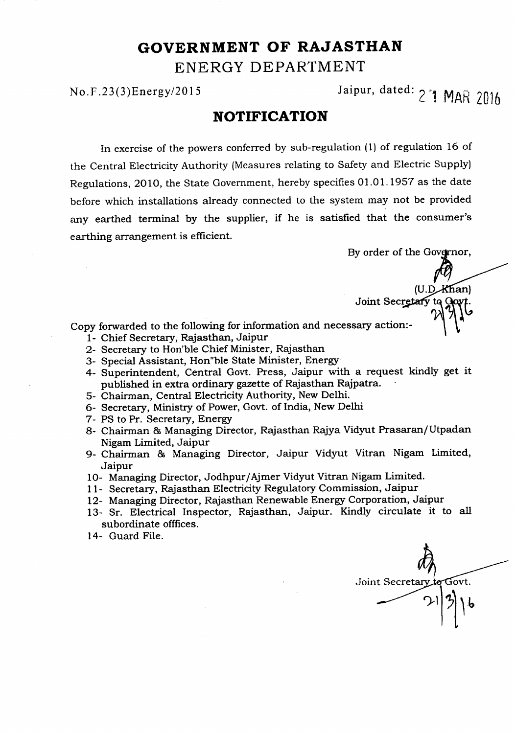# GOVERNMENT OF RAJASTHAN

## ENERGY DEPARTMENT

No.F.23(3)Energy/2015 Jaipur, dated: 21 MAR 2016

## NOTIFICATION

In exercise of the powers conferred by sub-regulation (1) of regulation 16 of the Central Electricity Authority (Measures relating to Safety and Electric Supply) Regulations, 2010, the State Government, hereby specifies 01.01.1957 as the date before which installations already connected to the system may not be provided any earthed terminal by the supplier, if he is satisfied that the consumer's earthing arrangement is efficient.

By order of the Governor,

(U.D. Khan)
Joint Secretary to Govt.
21/3/16

Copy forwarded to the following for information and necessary action:-

1- Chief Secretary, Rajasthan, Jaipur
2- Secretary to Hon'ble Chief Minister, Rajasthan
3- Special Assistant, Hon"ble State Minister, Energy
4- Superintendent, Central Govt. Press, Jaipur with a request kindly get it published in extra ordinary gazette of Rajasthan Rajpatra.
5- Chairman, Central Electricity Authority, New Delhi.
6- Secretary, Ministry of Power, Govt. of India, New Delhi
7- PS to Pr. Secretary, Energy
8- Chairman & Managing Director, Rajasthan Rajya Vidyut Prasaran/Utpadan Nigam Limited, Jaipur
9- Chairman & Managing Director, Jaipur Vidyut Vitran Nigam Limited, Jaipur
10- Managing Director, Jodhpur/Ajmer Vidyut Vitran Nigam Limited.
11- Secretary, Rajasthan Electricity Regulatory Commission, Jaipur
12- Managing Director, Rajasthan Renewable Energy Corporation, Jaipur
13- Sr. Electrical Inspector, Rajasthan, Jaipur. Kindly circulate it to all subordinate offfices.
14- Guard File.

Joint Secretary to Govt.
21/3/16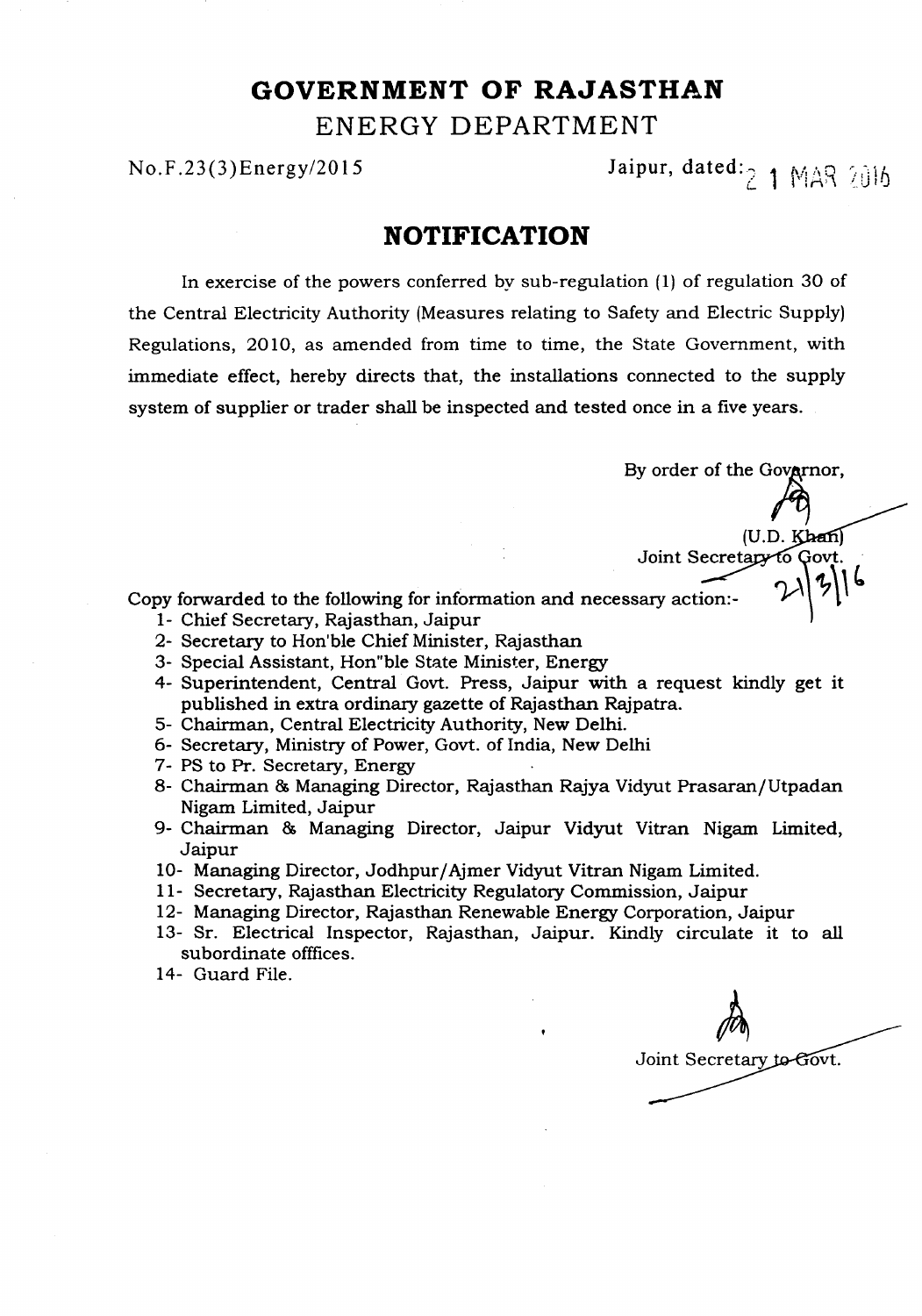# GOVERNMENT OF RAJASTHAN

## ENERGY DEPARTMENT

No.F.23(3)Energy/2015 Jaipur, dated: 21 MAR 2016

## NOTIFICATION

In exercise of the powers conferred by sub-regulation (1) of regulation 30 of the Central Electricity Authority (Measures relating to Safety and Electric Supply) Regulations, 2010, as amended from time to time, the State Government, with immediate effect, hereby directs that, the installations connected to the supply system of supplier or trader shall be inspected and tested once in a five years.

By order of the Governor,

(U.D. Khan)
Joint Secretary to Govt.
21/3/16

Copy forwarded to the following for information and necessary action:-

1- Chief Secretary, Rajasthan, Jaipur
2- Secretary to Hon'ble Chief Minister, Rajasthan
3- Special Assistant, Hon"ble State Minister, Energy
4- Superintendent, Central Govt. Press, Jaipur with a request kindly get it published in extra ordinary gazette of Rajasthan Rajpatra.
5- Chairman, Central Electricity Authority, New Delhi.
6- Secretary, Ministry of Power, Govt. of India, New Delhi
7- PS to Pr. Secretary, Energy
8- Chairman & Managing Director, Rajasthan Rajya Vidyut Prasaran/Utpadan Nigam Limited, Jaipur
9- Chairman & Managing Director, Jaipur Vidyut Vitran Nigam Limited, Jaipur
10- Managing Director, Jodhpur/Ajmer Vidyut Vitran Nigam Limited.
11- Secretary, Rajasthan Electricity Regulatory Commission, Jaipur
12- Managing Director, Rajasthan Renewable Energy Corporation, Jaipur
13- Sr. Electrical Inspector, Rajasthan, Jaipur. Kindly circulate it to all subordinate offfices.
14- Guard File.

Joint Secretary to Govt.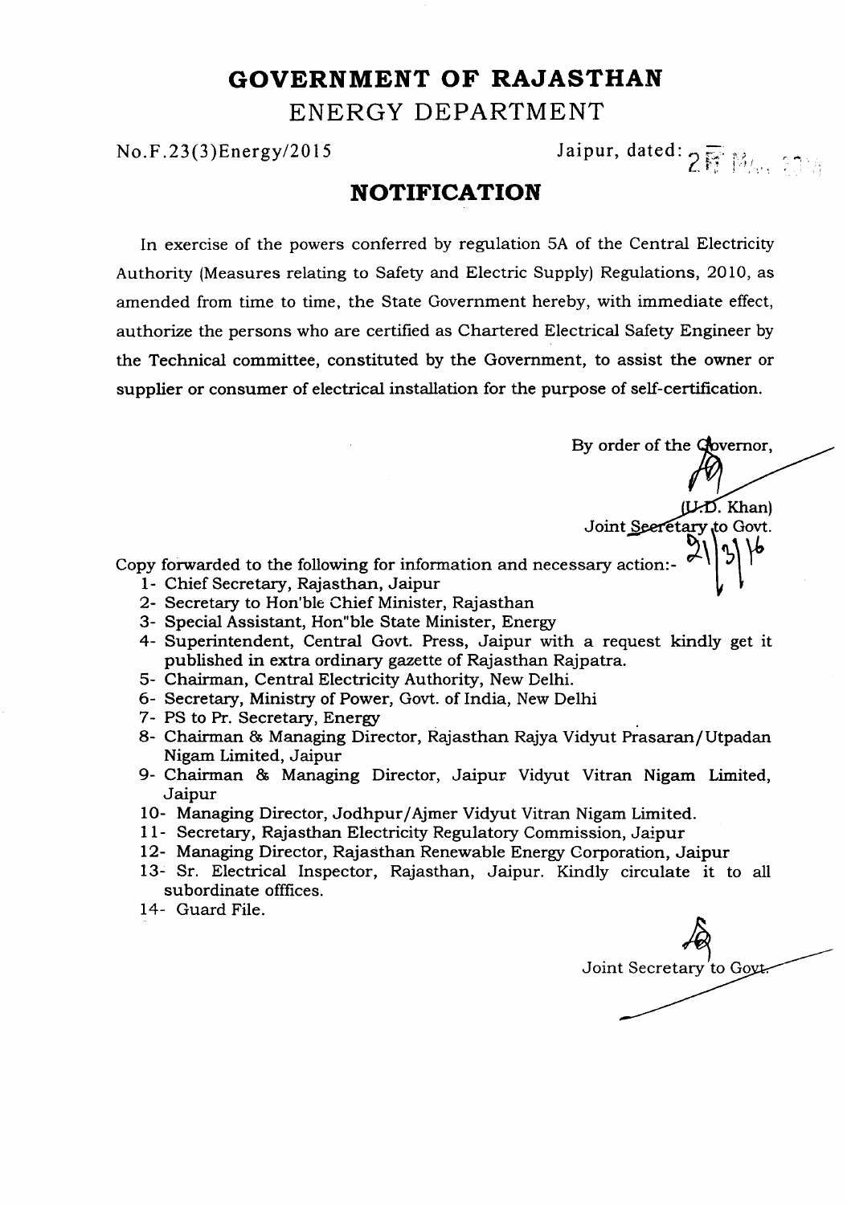# GOVERNMENT OF RAJASTHAN

## ENERGY DEPARTMENT

No.F.23(3)Energy/2015 Jaipur, dated: 2? Mar 2016

## NOTIFICATION

In exercise of the powers conferred by regulation 5A of the Central Electricity Authority (Measures relating to Safety and Electric Supply) Regulations, 2010, as amended from time to time, the State Government hereby, with immediate effect, authorize the persons who are certified as Chartered Electrical Safety Engineer by the Technical committee, constituted by the Government, to assist the owner or supplier or consumer of electrical installation for the purpose of self-certification.

By order of the Governor,

(U.D. Khan)
Joint Secretary to Govt.
21/3/16

Copy forwarded to the following for information and necessary action:-

1- Chief Secretary, Rajasthan, Jaipur
2- Secretary to Hon'ble Chief Minister, Rajasthan
3- Special Assistant, Hon"ble State Minister, Energy
4- Superintendent, Central Govt. Press, Jaipur with a request kindly get it published in extra ordinary gazette of Rajasthan Rajpatra.
5- Chairman, Central Electricity Authority, New Delhi.
6- Secretary, Ministry of Power, Govt. of India, New Delhi
7- PS to Pr. Secretary, Energy
8- Chairman & Managing Director, Rajasthan Rajya Vidyut Prasaran/Utpadan Nigam Limited, Jaipur
9- Chairman & Managing Director, Jaipur Vidyut Vitran Nigam Limited, Jaipur
10- Managing Director, Jodhpur/Ajmer Vidyut Vitran Nigam Limited.
11- Secretary, Rajasthan Electricity Regulatory Commission, Jaipur
12- Managing Director, Rajasthan Renewable Energy Corporation, Jaipur
13- Sr. Electrical Inspector, Rajasthan, Jaipur. Kindly circulate it to all subordinate offfices.
14- Guard File.

Joint Secretary to Govt.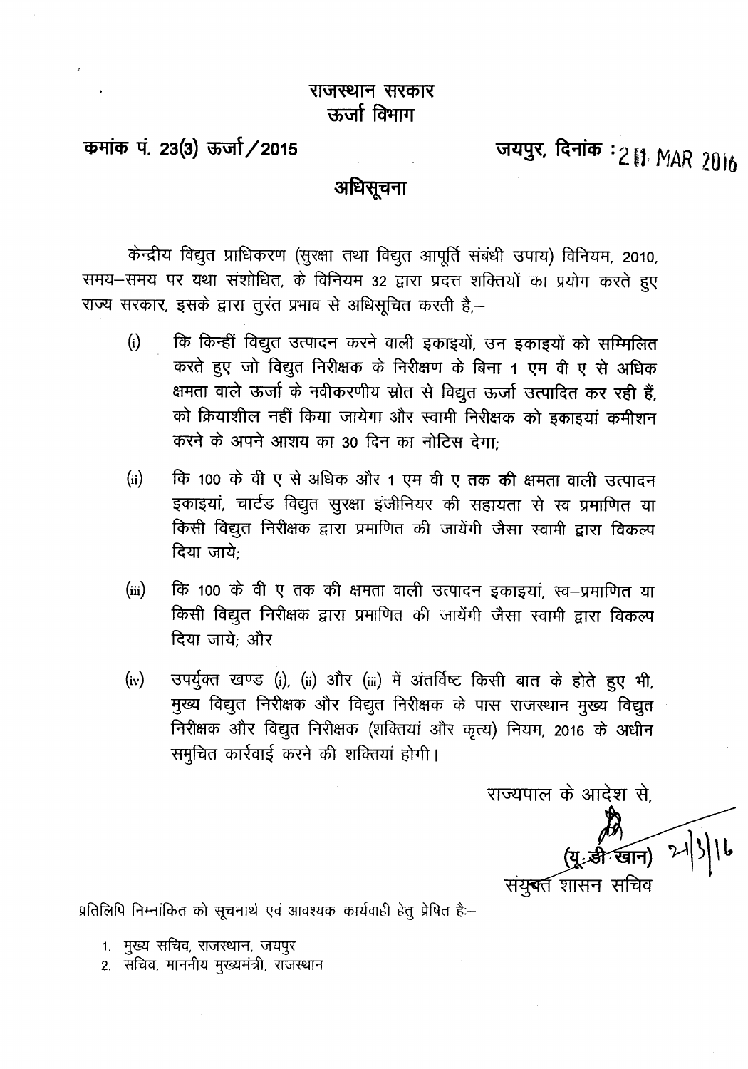# राजस्थान सरकार
## ऊर्जा विभाग

**कमांक पं. 23(3) ऊर्जा/2015** **जयपुर, दिनांक : 21 MAR 2016**

## अधिसूचना

केन्द्रीय विद्युत प्राधिकरण (सुरक्षा तथा विद्युत आपूर्ति संबंधी उपाय) विनियम, 2010, समय–समय पर यथा संशोधित, के विनियम 32 द्वारा प्रदत्त शक्तियों का प्रयोग करते हुए राज्य सरकार, इसके द्वारा तुरंत प्रभाव से अधिसूचित करती है,–

(i) कि किन्हीं विद्युत उत्पादन करने वाली इकाइयों, उन इकाइयों को सम्मिलित करते हुए जो विद्युत निरीक्षक के निरीक्षण के बिना 1 एम वी ए से अधिक क्षमता वाले ऊर्जा के नवीकरणीय स्रोत से विद्युत ऊर्जा उत्पादित कर रही हैं, को क्रियाशील नहीं किया जायेगा और स्वामी निरीक्षक को इकाइयां कमीशन करने के अपने आशय का 30 दिन का नोटिस देगा;

(ii) कि 100 के वी ए से अधिक और 1 एम वी ए तक की क्षमता वाली उत्पादन इकाइयां, चार्टर्ड विद्युत सुरक्षा इंजीनियर की सहायता से स्व प्रमाणित या किसी विद्युत निरीक्षक द्वारा प्रमाणित की जायेंगी जैसा स्वामी द्वारा विकल्प दिया जाये;

(iii) कि 100 के वी ए तक की क्षमता वाली उत्पादन इकाइयां, स्व–प्रमाणित या किसी विद्युत निरीक्षक द्वारा प्रमाणित की जायेंगी जैसा स्वामी द्वारा विकल्प दिया जाये; और

(iv) उपर्युक्त खण्ड (i), (ii) और (iii) में अंतर्विष्ट किसी बात के होते हुए भी, मुख्य विद्युत निरीक्षक और विद्युत निरीक्षक के पास राजस्थान मुख्य विद्युत निरीक्षक और विद्युत निरीक्षक (शक्तियां और कृत्य) नियम, 2016 के अधीन समुचित कार्रवाई करने की शक्तियां होगी।

राज्यपाल के आदेश से,

(यू.डी. खान) 21/3/16
संयुक्त शासन सचिव

प्रतिलिपि निम्नांकित को सूचनार्थ एवं आवश्यक कार्यवाही हेतु प्रेषित है:–

1. मुख्य सचिव, राजस्थान, जयपुर
2. सचिव, माननीय मुख्यमंत्री, राजस्थान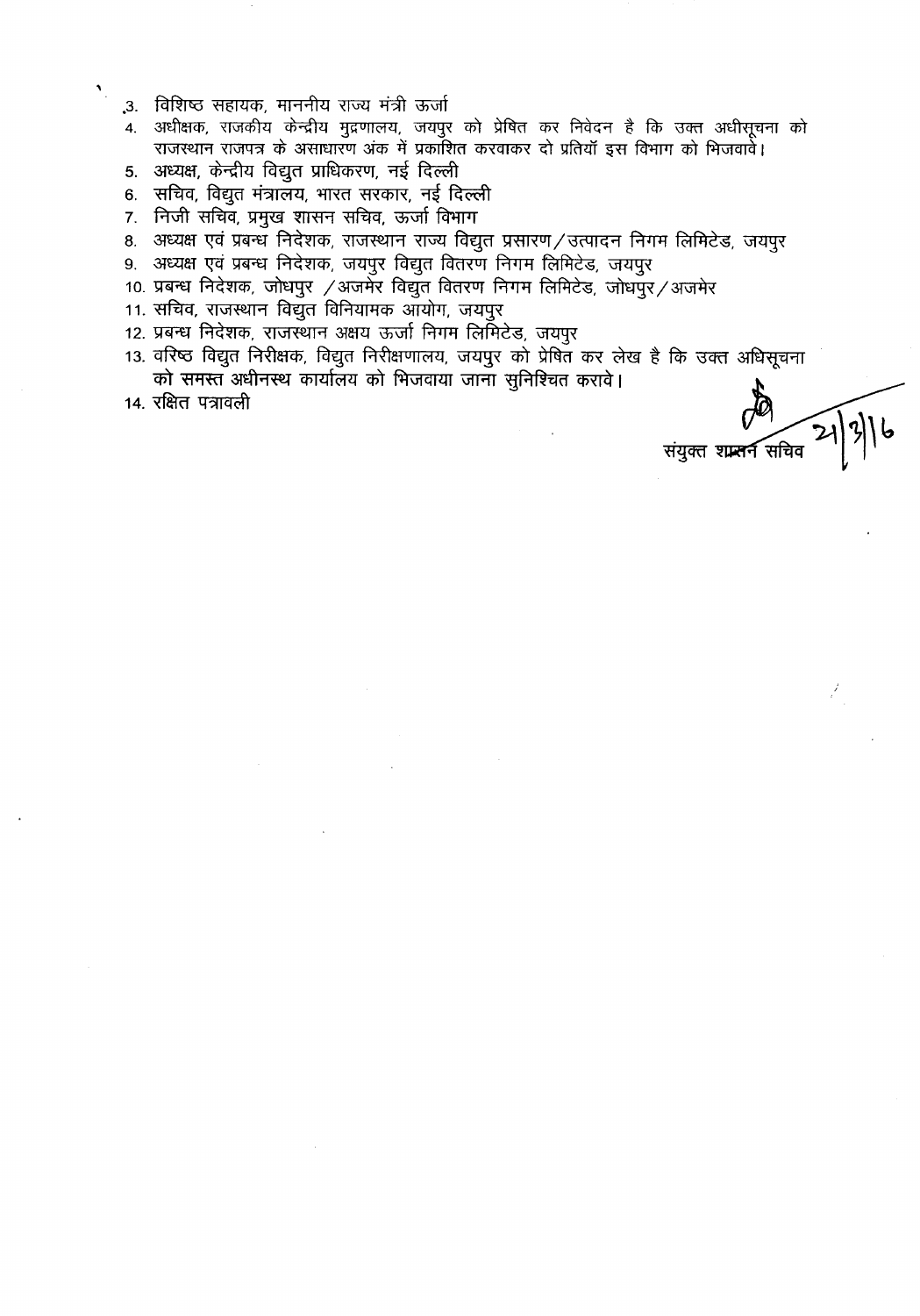3. विशिष्ठ सहायक, माननीय राज्य मंत्री ऊर्जा
4. अधीक्षक, राजकीय केन्द्रीय मुद्रणालय, जयपुर को प्रेषित कर निवेदन है कि उक्त अधीसूचना को राजस्थान राजपत्र के असाधारण अंक में प्रकाशित करवाकर दो प्रतियाँ इस विभाग को भिजवावें।
5. अध्यक्ष, केन्द्रीय विद्युत प्राधिकरण, नई दिल्ली
6. सचिव, विद्युत मंत्रालय, भारत सरकार, नई दिल्ली
7. निजी सचिव, प्रमुख शासन सचिव, ऊर्जा विभाग
8. अध्यक्ष एवं प्रबन्ध निदेशक, राजस्थान राज्य विद्युत प्रसारण/उत्पादन निगम लिमिटेड, जयपुर
9. अध्यक्ष एवं प्रबन्ध निदेशक, जयपुर विद्युत वितरण निगम लिमिटेड, जयपुर
10. प्रबन्ध निदेशक, जोधपुर /अजमेर विद्युत वितरण निगम लिमिटेड, जोधपुर/अजमेर
11. सचिव, राजस्थान विद्युत विनियामक आयोग, जयपुर
12. प्रबन्ध निदेशक, राजस्थान अक्षय ऊर्जा निगम लिमिटेड, जयपुर
13. वरिष्ठ विद्युत निरीक्षक, विद्युत निरीक्षणालय, जयपुर को प्रेषित कर लेख है कि उक्त अधिसूचना को समस्त अधीनस्थ कार्यालय को भिजवाया जाना सुनिश्चित करावे।
14. रक्षित पत्रावली

21/3/16

संयुक्त शासन सचिव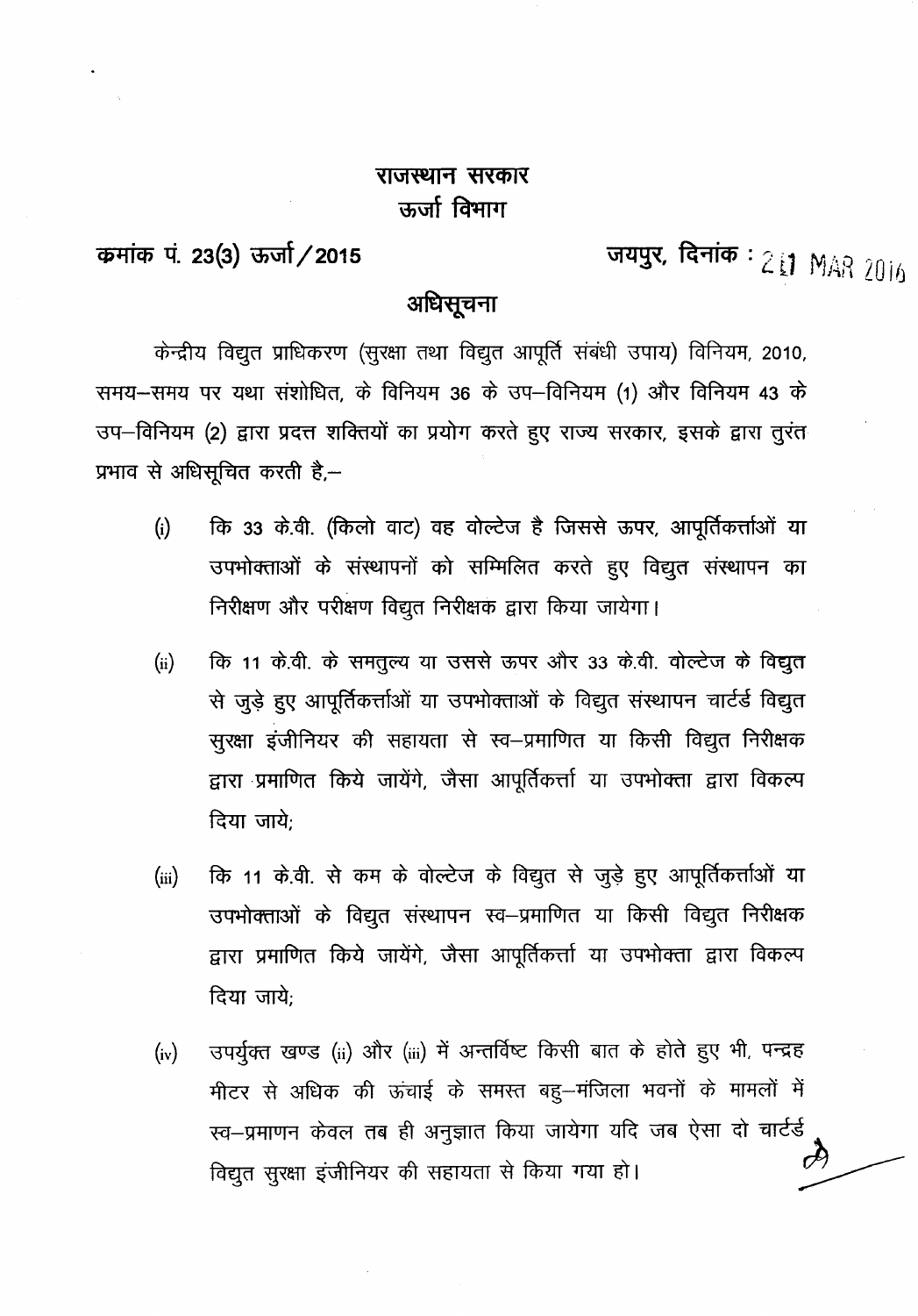# राजस्थान सरकार
## ऊर्जा विभाग

**कमांक पं. 23(3) ऊर्जा/2015** **जयपुर, दिनांक : 21 MAR 2016**

## अधिसूचना

केन्द्रीय विद्युत प्राधिकरण (सुरक्षा तथा विद्युत आपूर्ति संबंधी उपाय) विनियम, 2010, समय–समय पर यथा संशोधित, के विनियम 36 के उप–विनियम (1) और विनियम 43 के उप–विनियम (2) द्वारा प्रदत्त शक्तियों का प्रयोग करते हुए राज्य सरकार, इसके द्वारा तुरंत प्रभाव से अधिसूचित करती है,–

(i) कि 33 के.वी. (किलो वाट) वह वोल्टेज है जिससे ऊपर, आपूर्तिकर्त्ताओं या उपभोक्ताओं के संस्थापनों को सम्मिलित करते हुए विद्युत संस्थापन का निरीक्षण और परीक्षण विद्युत निरीक्षक द्वारा किया जायेगा।

(ii) कि 11 के.वी. के समतुल्य या उससे ऊपर और 33 के.वी. वोल्टेज के विद्युत से जुड़े हुए आपूर्तिकर्त्ताओं या उपभोक्ताओं के विद्युत संस्थापन चार्टर्ड विद्युत सुरक्षा इंजीनियर की सहायता से स्व–प्रमाणित या किसी विद्युत निरीक्षक द्वारा प्रमाणित किये जायेंगे, जैसा आपूर्तिकर्त्ता या उपभोक्ता द्वारा विकल्प दिया जाये;

(iii) कि 11 के.वी. से कम के वोल्टेज के विद्युत से जुड़े हुए आपूर्तिकर्त्ताओं या उपभोक्ताओं के विद्युत संस्थापन स्व–प्रमाणित या किसी विद्युत निरीक्षक द्वारा प्रमाणित किये जायेंगे, जैसा आपूर्तिकर्त्ता या उपभोक्ता द्वारा विकल्प दिया जाये;

(iv) उपर्युक्त खण्ड (ii) और (iii) में अन्तर्विष्ट किसी बात के होते हुए भी, पन्द्रह मीटर से अधिक की ऊंचाई के समस्त बहु–मंजिला भवनों के मामलों में स्व–प्रमाणन केवल तब ही अनुज्ञात किया जायेगा यदि जब ऐसा दो चार्टर्ड विद्युत सुरक्षा इंजीनियर की सहायता से किया गया हो।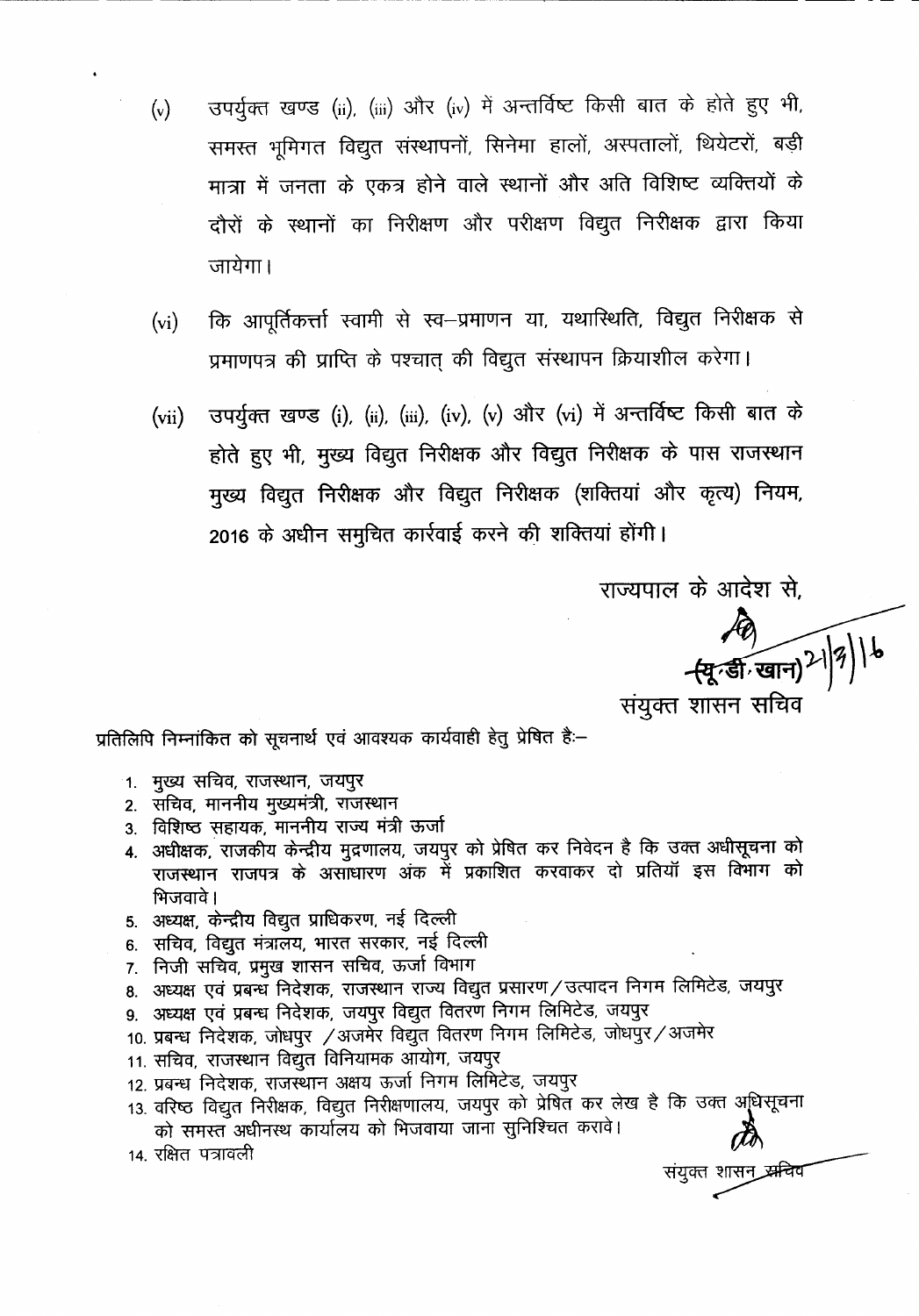(v) उपर्युक्त खण्ड (ii), (iii) और (iv) में अन्तर्विष्ट किसी बात के होते हुए भी, समस्त भूमिगत विद्युत संस्थापनों, सिनेमा हालों, अस्पतालों, थियेटरों, बड़ी मात्रा में जनता के एकत्र होने वाले स्थानों और अति विशिष्ट व्यक्तियों के दौरों के स्थानों का निरीक्षण और परीक्षण विद्युत निरीक्षक द्वारा किया जायेगा।

(vi) कि आपूर्तिकर्त्ता स्वामी से स्व–प्रमाणन या, यथास्थिति, विद्युत निरीक्षक से प्रमाणपत्र की प्राप्ति के पश्चात् की विद्युत संस्थापन क्रियाशील करेगा।

(vii) उपर्युक्त खण्ड (i), (ii), (iii), (iv), (v) और (vi) में अन्तर्विष्ट किसी बात के होते हुए भी, मुख्य विद्युत निरीक्षक और विद्युत निरीक्षक के पास राजस्थान मुख्य विद्युत निरीक्षक और विद्युत निरीक्षक (शक्तियां और कृत्य) नियम, 2016 के अधीन समुचित कार्रवाई करने की शक्तियां होंगी।

राज्यपाल के आदेश से,

(यू.डी. खान) 21/3/16

संयुक्त शासन सचिव

प्रतिलिपि निम्नांकित को सूचनार्थ एवं आवश्यक कार्यवाही हेतु प्रेषित है:–

1. मुख्य सचिव, राजस्थान, जयपुर
2. सचिव, माननीय मुख्यमंत्री, राजस्थान
3. विशिष्ठ सहायक, माननीय राज्य मंत्री ऊर्जा
4. अधीक्षक, राजकीय केन्द्रीय मुद्रणालय, जयपुर को प्रेषित कर निवेदन है कि उक्त अधीसूचना को राजस्थान राजपत्र के असाधारण अंक में प्रकाशित करवाकर दो प्रतियाँ इस विभाग को भिजवावे।
5. अध्यक्ष, केन्द्रीय विद्युत प्राधिकरण, नई दिल्ली
6. सचिव, विद्युत मंत्रालय, भारत सरकार, नई दिल्ली
7. निजी सचिव, प्रमुख शासन सचिव, ऊर्जा विभाग
8. अध्यक्ष एवं प्रबन्ध निदेशक, राजस्थान राज्य विद्युत प्रसारण/उत्पादन निगम लिमिटेड, जयपुर
9. अध्यक्ष एवं प्रबन्ध निदेशक, जयपुर विद्युत वितरण निगम लिमिटेड, जयपुर
10. प्रबन्ध निदेशक, जोधपुर /अजमेर विद्युत वितरण निगम लिमिटेड, जोधपुर/अजमेर
11. सचिव, राजस्थान विद्युत विनियामक आयोग, जयपुर
12. प्रबन्ध निदेशक, राजस्थान अक्षय ऊर्जा निगम लिमिटेड, जयपुर
13. वरिष्ठ विद्युत निरीक्षक, विद्युत निरीक्षणालय, जयपुर को प्रेषित कर लेख है कि उक्त अधिसूचना को समस्त अधीनस्थ कार्यालय को भिजवाया जाना सुनिश्चित करावे।
14. रक्षित पत्रावली

संयुक्त शासन सचिव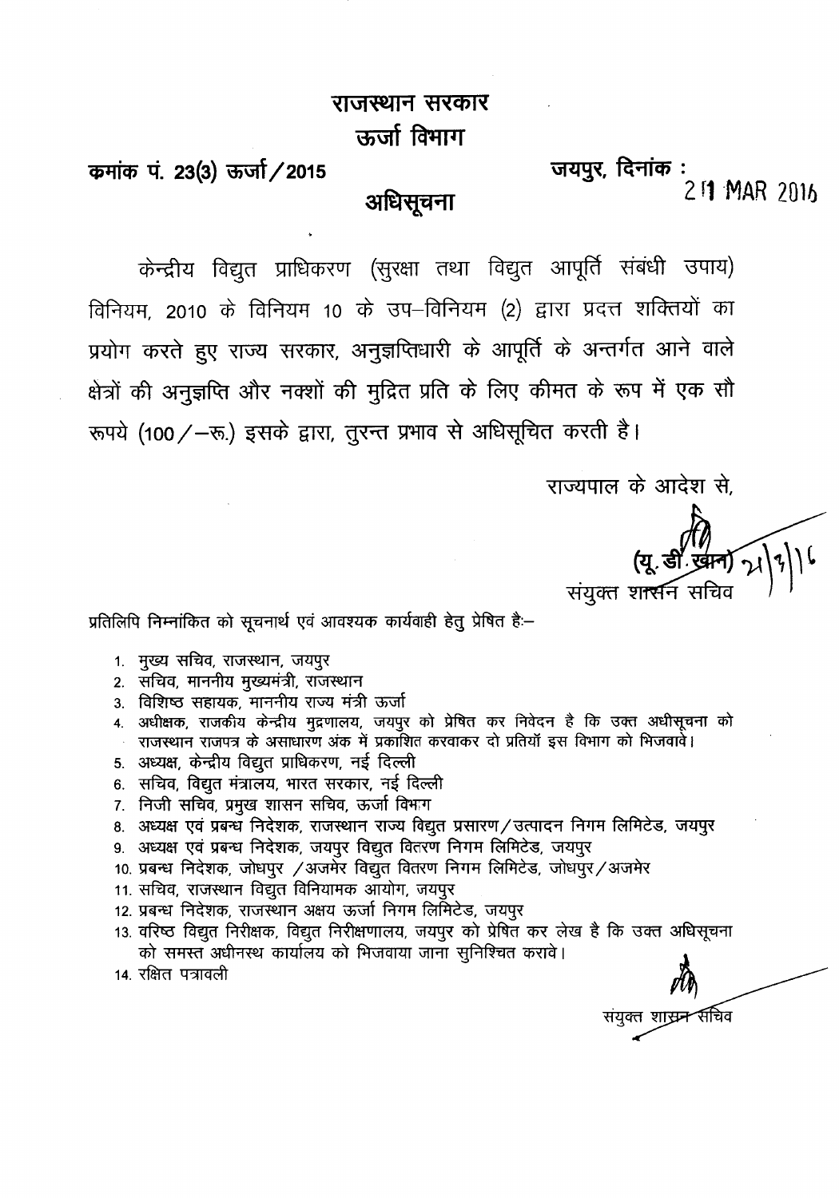# राजस्थान सरकार
## ऊर्जा विभाग

**क्रमांक पं. 23(3) ऊर्जा/2015** **जयपुर, दिनांक : 21 MAR 2016**

## अधिसूचना

केन्द्रीय विद्युत प्राधिकरण (सुरक्षा तथा विद्युत आपूर्ति संबंधी उपाय) विनियम, 2010 के विनियम 10 के उप-विनियम (2) द्वारा प्रदत्त शक्तियों का प्रयोग करते हुए राज्य सरकार, अनुज्ञप्तिधारी के आपूर्ति के अन्तर्गत आने वाले क्षेत्रों की अनुज्ञप्ति और नक्शों की मुद्रित प्रति के लिए कीमत के रूप में एक सौ रूपये (100/-रू.) इसके द्वारा, तुरन्त प्रभाव से अधिसूचित करती है।

राज्यपाल के आदेश से,

(यू. डी. खान) 21/3/16
संयुक्त शासन सचिव

प्रतिलिपि निम्नांकित को सूचनार्थ एवं आवश्यक कार्यवाही हेतु प्रेषित है:-

1. मुख्य सचिव, राजस्थान, जयपुर
2. सचिव, माननीय मुख्यमंत्री, राजस्थान
3. विशिष्ठ सहायक, माननीय राज्य मंत्री ऊर्जा
4. अधीक्षक, राजकीय केन्द्रीय मुद्रणालय, जयपुर को प्रेषित कर निवेदन है कि उक्त अधीसूचना को राजस्थान राजपत्र के असाधारण अंक में प्रकाशित करवाकर दो प्रतियॉ इस विभाग को भिजवावे।
5. अध्यक्ष, केन्द्रीय विद्युत प्राधिकरण, नई दिल्ली
6. सचिव, विद्युत मंत्रालय, भारत सरकार, नई दिल्ली
7. निजी सचिव, प्रमुख शासन सचिव, ऊर्जा विभाग
8. अध्यक्ष एवं प्रबन्ध निदेशक, राजस्थान राज्य विद्युत प्रसारण/उत्पादन निगम लिमिटेड, जयपुर
9. अध्यक्ष एवं प्रबन्ध निदेशक, जयपुर विद्युत वितरण निगम लिमिटेड, जयपुर
10. प्रबन्ध निदेशक, जोधपुर /अजमेर विद्युत वितरण निगम लिमिटेड, जोधपुर/अजमेर
11. सचिव, राजस्थान विद्युत विनियामक आयोग, जयपुर
12. प्रबन्ध निदेशक, राजस्थान अक्षय ऊर्जा निगम लिमिटेड, जयपुर
13. वरिष्ठ विद्युत निरीक्षक, विद्युत निरीक्षणालय, जयपुर को प्रेषित कर लेख है कि उक्त अधिसूचना को समस्त अधीनस्थ कार्यालय को भिजवाया जाना सुनिश्चित करावे।
14. रक्षित पत्रावली

संयुक्त शासन सचिव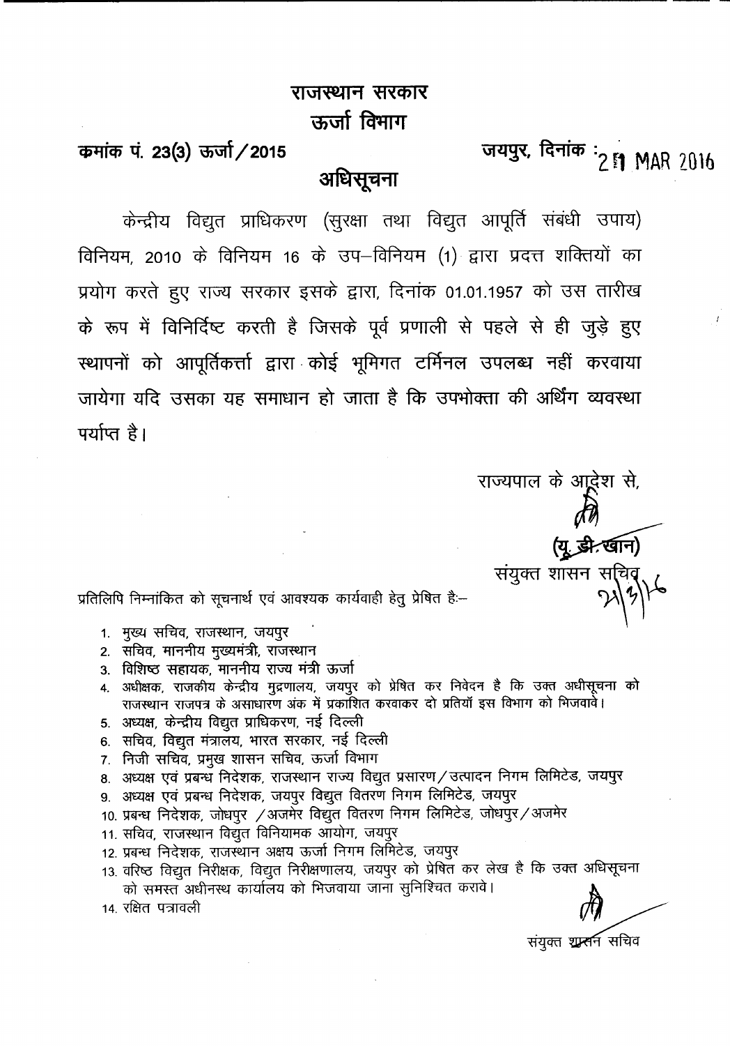# राजस्थान सरकार
## ऊर्जा विभाग

**कमांक पं. 23(3) ऊर्जा/2015** **जयपुर, दिनांक : 21 MAR 2016**

## अधिसूचना

केन्द्रीय विद्युत प्राधिकरण (सुरक्षा तथा विद्युत आपूर्ति संबंधी उपाय) विनियम, 2010 के विनियम 16 के उप–विनियम (1) द्वारा प्रदत्त शक्तियों का प्रयोग करते हुए राज्य सरकार इसके द्वारा, दिनांक 01.01.1957 को उस तारीख के रूप में विनिर्दिष्ट करती है जिसके पूर्व प्रणाली से पहले से ही जुड़े हुए स्थापनों को आपूर्तिकर्त्ता द्वारा कोई भूमिगत टर्मिनल उपलब्ध नहीं करवाया जायेगा यदि उसका यह समाधान हो जाता है कि उपभोक्ता की अर्थिंग व्यवस्था पर्याप्त है।

राज्यपाल के आदेश से,

(यू. डी. खान)
संयुक्त शासन सचिव
21/3/16

प्रतिलिपि निम्नांकित को सूचनार्थ एवं आवश्यक कार्यवाही हेतु प्रेषित हैः–

1. मुख्य सचिव, राजस्थान, जयपुर
2. सचिव, माननीय मुख्यमंत्री, राजस्थान
3. विशिष्ठ सहायक, माननीय राज्य मंत्री ऊर्जा
4. अधीक्षक, राजकीय केन्द्रीय मुद्रणालय, जयपुर को प्रेषित कर निवेदन है कि उक्त अधीसूचना को राजस्थान राजपत्र के असाधारण अंक में प्रकाशित करवाकर दो प्रतियॉ इस विभाग को भिजवावें।
5. अध्यक्ष, केन्द्रीय विद्युत प्राधिकरण, नई दिल्ली
6. सचिव, विद्युत मंत्रालय, भारत सरकार, नई दिल्ली
7. निजी सचिव, प्रमुख शासन सचिव, ऊर्जा विभाग
8. अध्यक्ष एवं प्रबन्ध निदेशक, राजस्थान राज्य विद्युत प्रसारण/उत्पादन निगम लिमिटेड, जयपुर
9. अध्यक्ष एवं प्रबन्ध निदेशक, जयपुर विद्युत वितरण निगम लिमिटेड, जयपुर
10. प्रबन्ध निदेशक, जोधपुर /अजमेर विद्युत वितरण निगम लिमिटेड, जोधपुर/अजमेर
11. सचिव, राजस्थान विद्युत विनियामक आयोग, जयपुर
12. प्रबन्ध निदेशक, राजस्थान अक्षय ऊर्जा निगम लिमिटेड, जयपुर
13. वरिष्ठ विद्युत निरीक्षक, विद्युत निरीक्षणालय, जयपुर को प्रेषित कर लेख है कि उक्त अधिसूचना को समस्त अधीनस्थ कार्यालय को भिजवाया जाना सुनिश्चित करावे।
14. रक्षित पत्रावली

संयुक्त शासन सचिव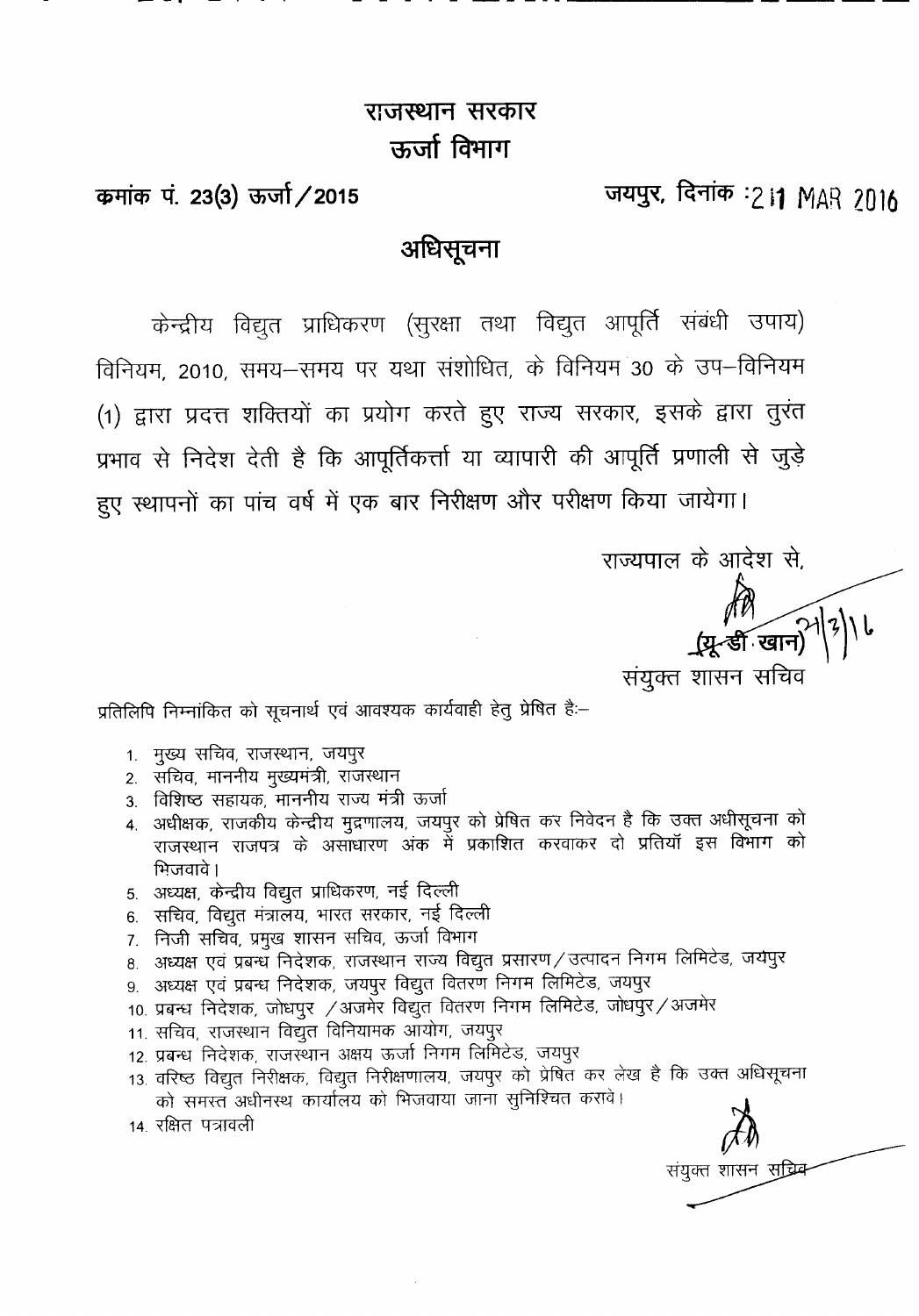# राजस्थान सरकार
## ऊर्जा विभाग

**क्रमांक पं. 23(3) ऊर्जा/2015** **जयपुर, दिनांक : 21 MAR 2016**

## अधिसूचना

केन्द्रीय विद्युत प्राधिकरण (सुरक्षा तथा विद्युत आपूर्ति संबंधी उपाय) विनियम, 2010, समय–समय पर यथा संशोधित, के विनियम 30 के उप–विनियम (1) द्वारा प्रदत्त शक्तियों का प्रयोग करते हुए राज्य सरकार, इसके द्वारा तुरंत प्रभाव से निदेश देती है कि आपूर्तिकर्त्ता या व्यापारी की आपूर्ति प्रणाली से जुड़े हुए स्थापनों का पांच वर्ष में एक बार निरीक्षण और परीक्षण किया जायेगा।

राज्यपाल के आदेश से,

(यू.डी. खान) 21/3/16
संयुक्त शासन सचिव

प्रतिलिपि निम्नांकित को सूचनार्थ एवं आवश्यक कार्यवाही हेतु प्रेषित हैः–

1. मुख्य सचिव, राजस्थान, जयपुर
2. सचिव, माननीय मुख्यमंत्री, राजस्थान
3. विशिष्ठ सहायक, माननीय राज्य मंत्री ऊर्जा
4. अधीक्षक, राजकीय केन्द्रीय मुद्रणालय, जयपुर को प्रेषित कर निवेदन है कि उक्त अधीसूचना को राजस्थान राजपत्र के असाधारण अंक में प्रकाशित करवाकर दो प्रतियॉ इस विभाग को भिजवावे।
5. अध्यक्ष, केन्द्रीय विद्युत प्राधिकरण, नई दिल्ली
6. सचिव, विद्युत मंत्रालय, भारत सरकार, नई दिल्ली
7. निजी सचिव, प्रमुख शासन सचिव, ऊर्जा विभाग
8. अध्यक्ष एवं प्रबन्ध निदेशक, राजस्थान राज्य विद्युत प्रसारण/उत्पादन निगम लिमिटेड, जयपुर
9. अध्यक्ष एवं प्रबन्ध निदेशक, जयपुर विद्युत वितरण निगम लिमिटेड, जयपुर
10. प्रबन्ध निदेशक, जोधपुर /अजमेर विद्युत वितरण निगम लिमिटेड, जोधपुर/अजमेर
11. सचिव, राजस्थान विद्युत विनियामक आयोग, जयपुर
12. प्रबन्ध निदेशक, राजस्थान अक्षय ऊर्जा निगम लिमिटेड, जयपुर
13. वरिष्ठ विद्युत निरीक्षक, विद्युत निरीक्षणालय, जयपुर को प्रेषित कर लेख है कि उक्त अधिसूचना को समस्त अधीनस्थ कार्यालय को भिजवाया जाना सुनिश्चित करावे।
14. रक्षित पत्रावली

संयुक्त शासन सचिव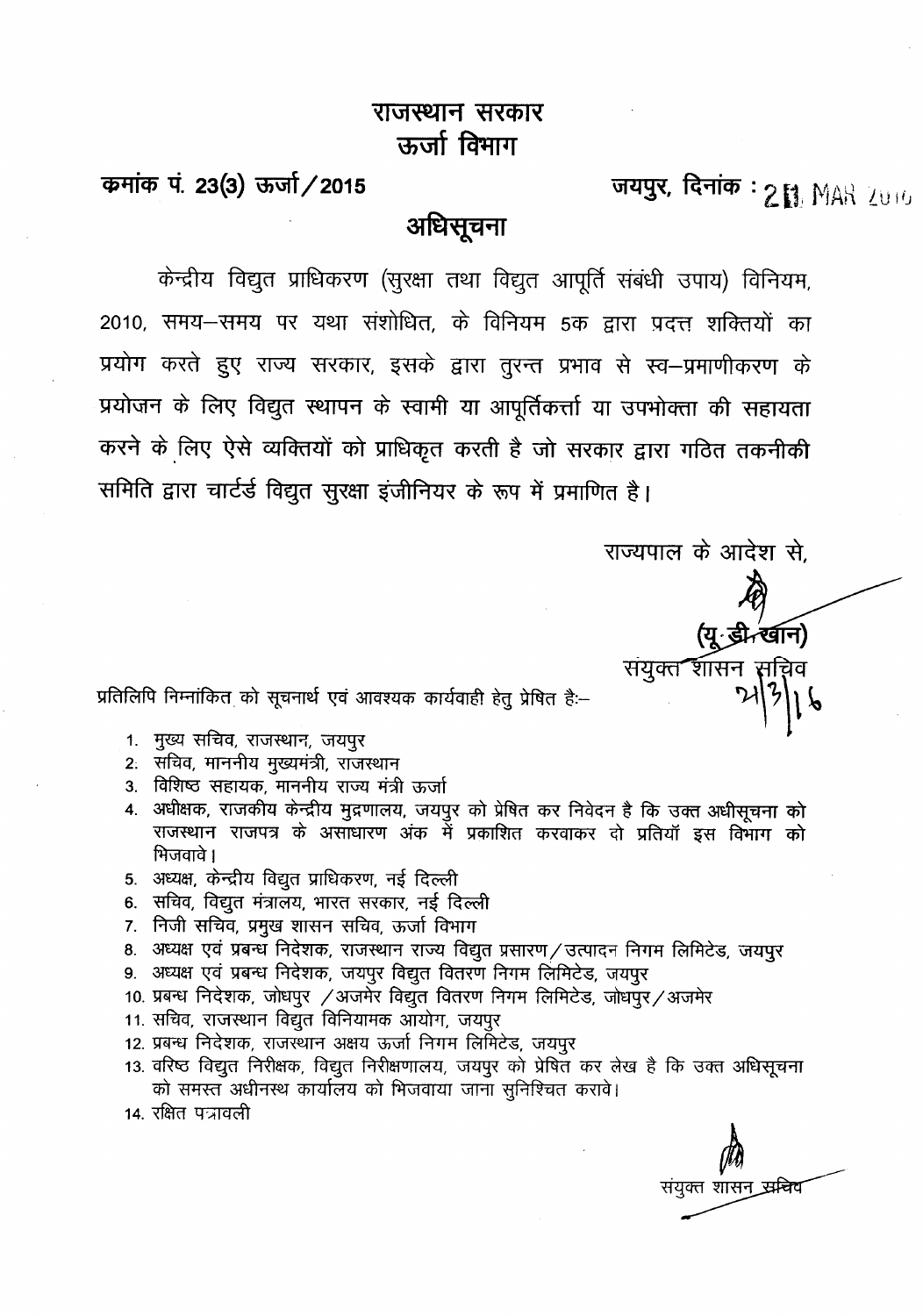# राजस्थान सरकार
## ऊर्जा विभाग

**कमांक पं. 23(3) ऊर्जा/2015** **जयपुर, दिनांक : 21 MAR 2016**

## अधिसूचना

केन्द्रीय विद्युत प्राधिकरण (सुरक्षा तथा विद्युत आपूर्ति संबंधी उपाय) विनियम, 2010, समय–समय पर यथा संशोधित, के विनियम 5क द्वारा प्रदत्त शक्तियों का प्रयोग करते हुए राज्य सरकार, इसके द्वारा तुरन्त प्रभाव से स्व–प्रमाणीकरण के प्रयोजन के लिए विद्युत स्थापन के स्वामी या आपूर्तिकर्त्ता या उपभोक्ता की सहायता करने के लिए ऐसे व्यक्तियों को प्राधिकृत करती है जो सरकार द्वारा गठित तकनीकी समिति द्वारा चार्टर्ड विद्युत सुरक्षा इंजीनियर के रूप में प्रमाणित है।

राज्यपाल के आदेश से,

(यू.डी.खान)
संयुक्त शासन सचिव
21/3/16

प्रतिलिपि निम्नांकित को सूचनार्थ एवं आवश्यक कार्यवाही हेतु प्रेषित है:–

1. मुख्य सचिव, राजस्थान, जयपुर
2. सचिव, माननीय मुख्यमंत्री, राजस्थान
3. विशिष्ठ सहायक, माननीय राज्य मंत्री ऊर्जा
4. अधीक्षक, राजकीय केन्द्रीय मुद्रणालय, जयपुर को प्रेषित कर निवेदन है कि उक्त अधीसूचना को राजस्थान राजपत्र के असाधारण अंक में प्रकाशित करवाकर दो प्रतियॉं इस विभाग को भिजवावे।
5. अध्यक्ष, केन्द्रीय विद्युत प्राधिकरण, नई दिल्ली
6. सचिव, विद्युत मंत्रालय, भारत सरकार, नई दिल्ली
7. निजी सचिव, प्रमुख शासन सचिव, ऊर्जा विभाग
8. अध्यक्ष एवं प्रबन्ध निदेशक, राजस्थान राज्य विद्युत प्रसारण/उत्पादन निगम लिमिटेड, जयपुर
9. अध्यक्ष एवं प्रबन्ध निदेशक, जयपुर विद्युत वितरण निगम लिमिटेड, जयपुर
10. प्रबन्ध निदेशक, जोधपुर /अजमेर विद्युत वितरण निगम लिमिटेड, जोधपुर/अजमेर
11. सचिव, राजस्थान विद्युत विनियामक आयोग, जयपुर
12. प्रबन्ध निदेशक, राजस्थान अक्षय ऊर्जा निगम लिमिटेड, जयपुर
13. वरिष्ठ विद्युत निरीक्षक, विद्युत निरीक्षणालय, जयपुर को प्रेषित कर लेख है कि उक्त अधिसूचना को समस्त अधीनस्थ कार्यालय को भिजवाया जाना सुनिश्चित करावे।
14. रक्षित पत्रावली

संयुक्त शासन सचिव